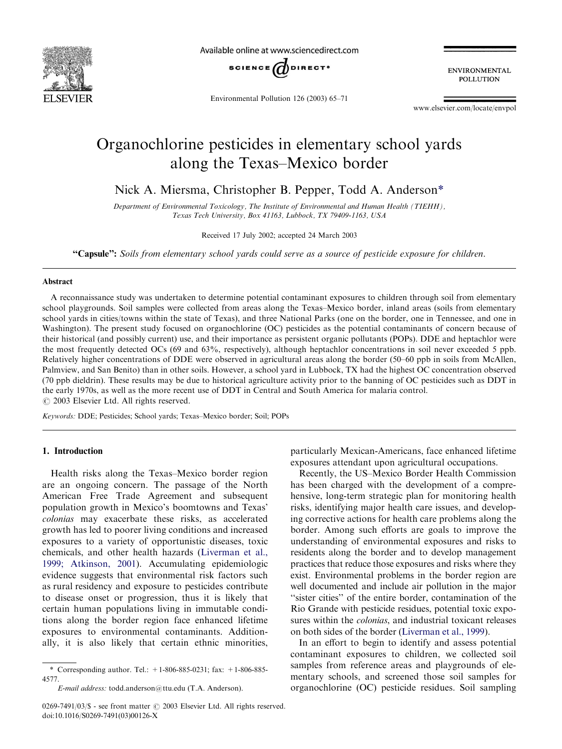# Organochlorine pesticides in elementary school yards along the Texas–Mexico border

Nick A. Miersma, Christopher B. Pepper, Todd A. Anderson*

*Department of Environmental Toxicology, The Institute of Environmental and Human Health (TIEHH), Texas Tech University, Box 41163, Lubbock, TX 79409-1163, USA*

Received 17 July 2002; accepted 24 March 2003

**"Capsule":** *Soils from elementary school yards could serve as a source of pesticide exposure for children.*

## Abstract

A reconnaissance study was undertaken to determine potential contaminant exposures to children through soil from elementary school playgrounds. Soil samples were collected from areas along the Texas–Mexico border, inland areas (soils from elementary school yards in cities/towns within the state of Texas), and three National Parks (one on the border, one in Tennessee, and one in Washington). The present study focused on organochlorine (OC) pesticides as the potential contaminants of concern because of their historical (and possibly current) use, and their importance as persistent organic pollutants (POPs). DDE and heptachlor were the most frequently detected OCs (69 and 63%, respectively), although heptachlor concentrations in soil never exceeded 5 ppb. Relatively higher concentrations of DDE were observed in agricultural areas along the border (50–60 ppb in soils from McAllen, Palmview, and San Benito) than in other soils. However, a school yard in Lubbock, TX had the highest OC concentration observed (70 ppb dieldrin). These results may be due to historical agriculture activity prior to the banning of OC pesticides such as DDT in the early 1970s, as well as the more recent use of DDT in Central and South America for malaria control.

© 2003 Elsevier Ltd. All rights reserved.

*Keywords:* DDE; Pesticides; School yards; Texas–Mexico border; Soil; POPs

## 1. Introduction

Health risks along the Texas–Mexico border region are an ongoing concern. The passage of the North American Free Trade Agreement and subsequent population growth in Mexico's boomtowns and Texas' *colonias* may exacerbate these risks, as accelerated growth has led to poorer living conditions and increased exposures to a variety of opportunistic diseases, toxic chemicals, and other health hazards (Liverman et al., 1999; Atkinson, 2001). Accumulating epidemiologic evidence suggests that environmental risk factors such as rural residency and exposure to pesticides contribute to disease onset or progression, thus it is likely that certain human populations living in immutable conditions along the border region face enhanced lifetime exposures to environmental contaminants. Additionally, it is also likely that certain ethnic minorities, particularly Mexican-Americans, face enhanced lifetime exposures attendant upon agricultural occupations.

Recently, the US–Mexico Border Health Commission has been charged with the development of a comprehensive, long-term strategic plan for monitoring health risks, identifying major health care issues, and developing corrective actions for health care problems along the border. Among such efforts are goals to improve the understanding of environmental exposures and risks to residents along the border and to develop management practices that reduce those exposures and risks where they exist. Environmental problems in the border region are well documented and include air pollution in the major "sister cities" of the entire border, contamination of the Rio Grande with pesticide residues, potential toxic exposures within the *colonias*, and industrial toxicant releases on both sides of the border (Liverman et al., 1999).

In an effort to begin to identify and assess potential contaminant exposures to children, we collected soil samples from reference areas and playgrounds of elementary schools, and screened those soil samples for organochlorine (OC) pesticide residues. Soil sampling

\* Corresponding author. Tel.: +1-806-885-0231; fax: +1-806-885-4577.

*E-mail address:* todd.anderson@ttu.edu (T.A. Anderson).

0269-7491/03/$ - see front matter © 2003 Elsevier Ltd. All rights reserved.
doi:10.1016/S0269-7491(03)00126-X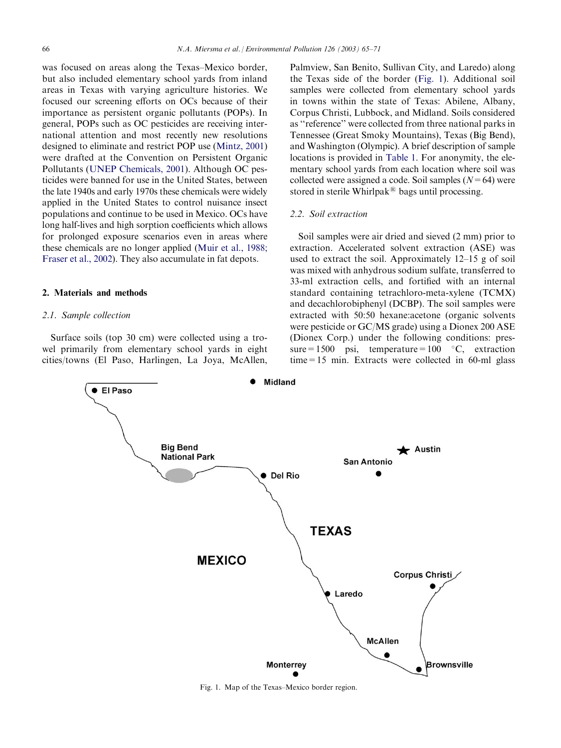was focused on areas along the Texas–Mexico border, but also included elementary school yards from inland areas in Texas with varying agriculture histories. We focused our screening efforts on OCs because of their importance as persistent organic pollutants (POPs). In general, POPs such as OC pesticides are receiving international attention and most recently new resolutions designed to eliminate and restrict POP use (Mintz, 2001) were drafted at the Convention on Persistent Organic Pollutants (UNEP Chemicals, 2001). Although OC pesticides were banned for use in the United States, between the late 1940s and early 1970s these chemicals were widely applied in the United States to control nuisance insect populations and continue to be used in Mexico. OCs have long half-lives and high sorption coefficients which allows for prolonged exposure scenarios even in areas where these chemicals are no longer applied (Muir et al., 1988; Fraser et al., 2002). They also accumulate in fat depots.

## 2. Materials and methods

### 2.1. Sample collection

Surface soils (top 30 cm) were collected using a trowel primarily from elementary school yards in eight cities/towns (El Paso, Harlingen, La Joya, McAllen, Palmview, San Benito, Sullivan City, and Laredo) along the Texas side of the border (Fig. 1). Additional soil samples were collected from elementary school yards in towns within the state of Texas: Abilene, Albany, Corpus Christi, Lubbock, and Midland. Soils considered as "reference" were collected from three national parks in Tennessee (Great Smoky Mountains), Texas (Big Bend), and Washington (Olympic). A brief description of sample locations is provided in Table 1. For anonymity, the elementary school yards from each location where soil was collected were assigned a code. Soil samples ($N = 64$) were stored in sterile Whirlpak® bags until processing.

### 2.2. Soil extraction

Soil samples were air dried and sieved (2 mm) prior to extraction. Accelerated solvent extraction (ASE) was used to extract the soil. Approximately 12–15 g of soil was mixed with anhydrous sodium sulfate, transferred to 33-ml extraction cells, and fortified with an internal standard containing tetrachloro-meta-xylene (TCMX) and decachlorobiphenyl (DCBP). The soil samples were extracted with 50:50 hexane:acetone (organic solvents were pesticide or GC/MS grade) using a Dionex 200 ASE (Dionex Corp.) under the following conditions: pressure = 1500 psi, temperature = 100 °C, extraction time = 15 min. Extracts were collected in 60-ml glass

Fig. 1. Map of the Texas–Mexico border region.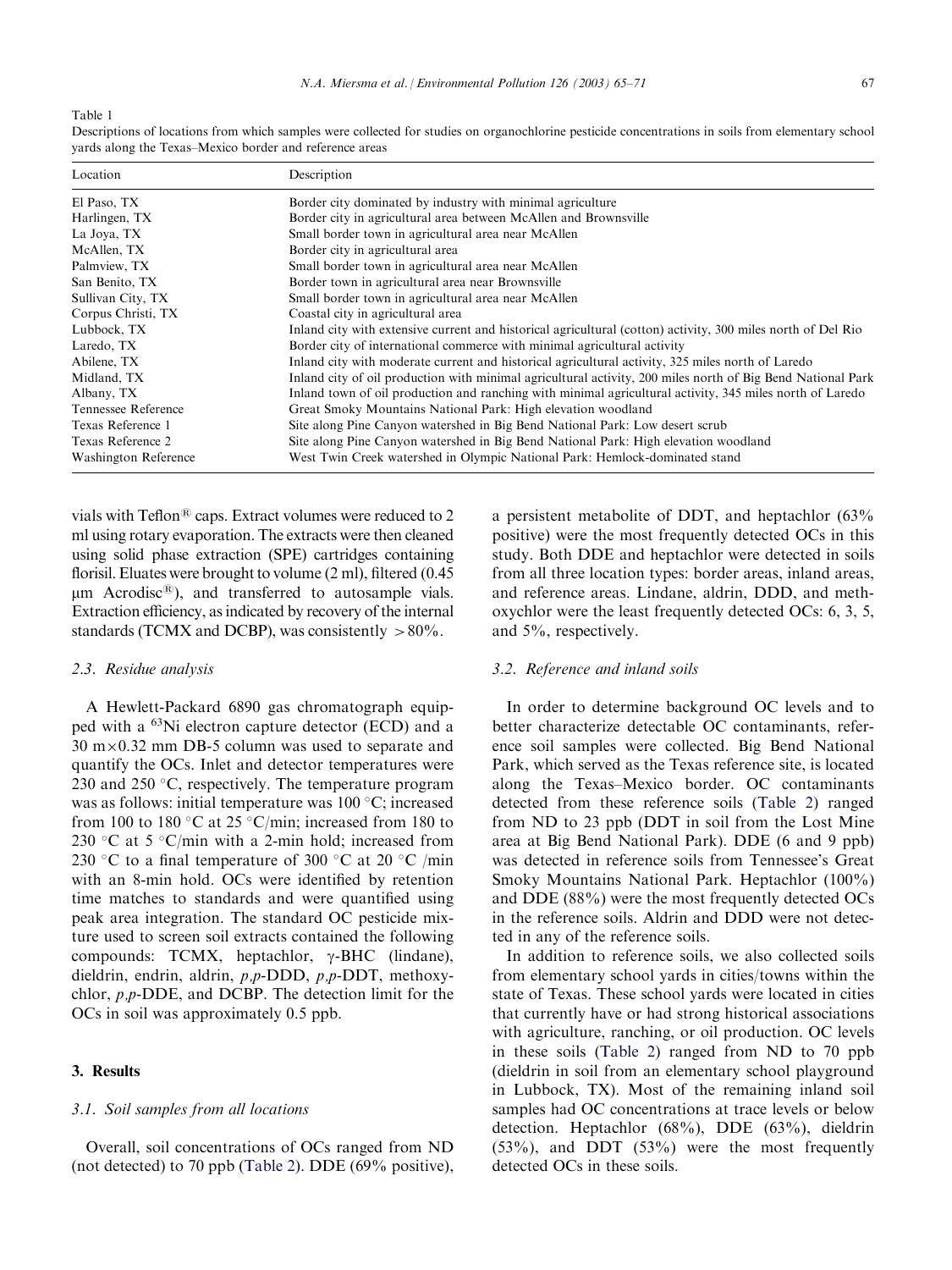Table 1

Descriptions of locations from which samples were collected for studies on organochlorine pesticide concentrations in soils from elementary school yards along the Texas–Mexico border and reference areas

| Location | Description |
|---|---|
| El Paso, TX | Border city dominated by industry with minimal agriculture |
| Harlingen, TX | Border city in agricultural area between McAllen and Brownsville |
| La Joya, TX | Small border town in agricultural area near McAllen |
| McAllen, TX | Border city in agricultural area |
| Palmview, TX | Small border town in agricultural area near McAllen |
| San Benito, TX | Border town in agricultural area near Brownsville |
| Sullivan City, TX | Small border town in agricultural area near McAllen |
| Corpus Christi, TX | Coastal city in agricultural area |
| Lubbock, TX | Inland city with extensive current and historical agricultural (cotton) activity, 300 miles north of Del Rio |
| Laredo, TX | Border city of international commerce with minimal agricultural activity |
| Abilene, TX | Inland city with moderate current and historical agricultural activity, 325 miles north of Laredo |
| Midland, TX | Inland city of oil production with minimal agricultural activity, 200 miles north of Big Bend National Park |
| Albany, TX | Inland town of oil production and ranching with minimal agricultural activity, 345 miles north of Laredo |
| Tennessee Reference | Great Smoky Mountains National Park: High elevation woodland |
| Texas Reference 1 | Site along Pine Canyon watershed in Big Bend National Park: Low desert scrub |
| Texas Reference 2 | Site along Pine Canyon watershed in Big Bend National Park: High elevation woodland |
| Washington Reference | West Twin Creek watershed in Olympic National Park: Hemlock-dominated stand |

vials with Teflon® caps. Extract volumes were reduced to 2 ml using rotary evaporation. The extracts were then cleaned using solid phase extraction (SPE) cartridges containing florisil. Eluates were brought to volume (2 ml), filtered (0.45 μm Acrodisc®), and transferred to autosample vials. Extraction efficiency, as indicated by recovery of the internal standards (TCMX and DCBP), was consistently >80%.

### 2.3. Residue analysis

A Hewlett-Packard 6890 gas chromatograph equipped with a $^{63}$Ni electron capture detector (ECD) and a 30 m×0.32 mm DB-5 column was used to separate and quantify the OCs. Inlet and detector temperatures were 230 and 250 °C, respectively. The temperature program was as follows: initial temperature was 100 °C; increased from 100 to 180 °C at 25 °C/min; increased from 180 to 230 °C at 5 °C/min with a 2-min hold; increased from 230 °C to a final temperature of 300 °C at 20 °C /min with an 8-min hold. OCs were identified by retention time matches to standards and were quantified using peak area integration. The standard OC pesticide mixture used to screen soil extracts contained the following compounds: TCMX, heptachlor, γ-BHC (lindane), dieldrin, endrin, aldrin, *p,p*-DDD, *p,p*-DDT, methoxychlor, *p,p*-DDE, and DCBP. The detection limit for the OCs in soil was approximately 0.5 ppb.

## 3. Results

### 3.1. Soil samples from all locations

Overall, soil concentrations of OCs ranged from ND (not detected) to 70 ppb (Table 2). DDE (69% positive), a persistent metabolite of DDT, and heptachlor (63% positive) were the most frequently detected OCs in this study. Both DDE and heptachlor were detected in soils from all three location types: border areas, inland areas, and reference areas. Lindane, aldrin, DDD, and methoxychlor were the least frequently detected OCs: 6, 3, 5, and 5%, respectively.

### 3.2. Reference and inland soils

In order to determine background OC levels and to better characterize detectable OC contaminants, reference soil samples were collected. Big Bend National Park, which served as the Texas reference site, is located along the Texas–Mexico border. OC contaminants detected from these reference soils (Table 2) ranged from ND to 23 ppb (DDT in soil from the Lost Mine area at Big Bend National Park). DDE (6 and 9 ppb) was detected in reference soils from Tennessee's Great Smoky Mountains National Park. Heptachlor (100%) and DDE (88%) were the most frequently detected OCs in the reference soils. Aldrin and DDD were not detected in any of the reference soils.

In addition to reference soils, we also collected soils from elementary school yards in cities/towns within the state of Texas. These school yards were located in cities that currently have or had strong historical associations with agriculture, ranching, or oil production. OC levels in these soils (Table 2) ranged from ND to 70 ppb (dieldrin in soil from an elementary school playground in Lubbock, TX). Most of the remaining inland soil samples had OC concentrations at trace levels or below detection. Heptachlor (68%), DDE (63%), dieldrin (53%), and DDT (53%) were the most frequently detected OCs in these soils.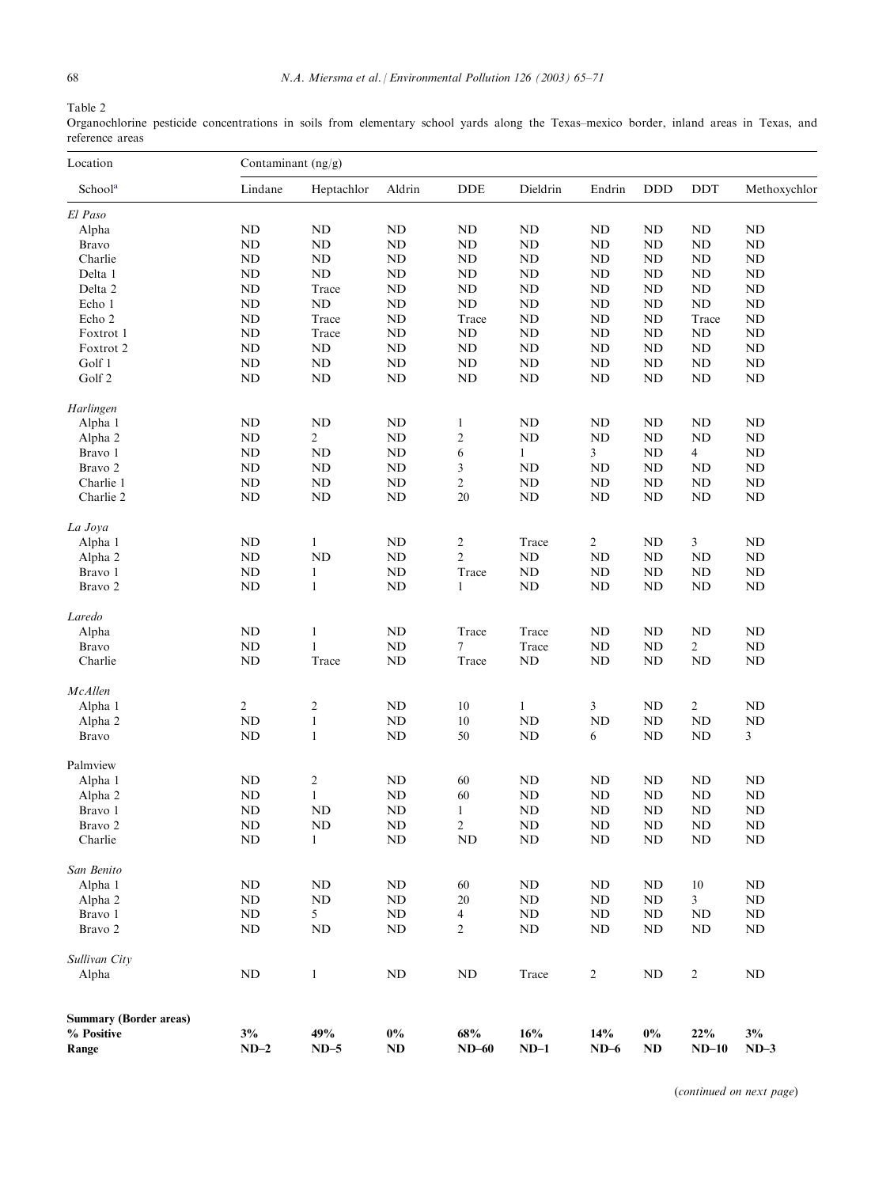Table 2

Organochlorine pesticide concentrations in soils from elementary school yards along the Texas–mexico border, inland areas in Texas, and reference areas

| Location | Contaminant (ng/g) | | | | | | | | |
|---|---|---|---|---|---|---|---|---|---|
| School[a] | Lindane | Heptachlor | Aldrin | DDE | Dieldrin | Endrin | DDD | DDT | Methoxychlor |
| *El Paso* | | | | | | | | | |
| Alpha | ND | ND | ND | ND | ND | ND | ND | ND | ND |
| Bravo | ND | ND | ND | ND | ND | ND | ND | ND | ND |
| Charlie | ND | ND | ND | ND | ND | ND | ND | ND | ND |
| Delta 1 | ND | ND | ND | ND | ND | ND | ND | ND | ND |
| Delta 2 | ND | Trace | ND | ND | ND | ND | ND | ND | ND |
| Echo 1 | ND | ND | ND | ND | ND | ND | ND | ND | ND |
| Echo 2 | ND | Trace | ND | Trace | ND | ND | ND | Trace | ND |
| Foxtrot 1 | ND | Trace | ND | ND | ND | ND | ND | ND | ND |
| Foxtrot 2 | ND | ND | ND | ND | ND | ND | ND | ND | ND |
| Golf 1 | ND | ND | ND | ND | ND | ND | ND | ND | ND |
| Golf 2 | ND | ND | ND | ND | ND | ND | ND | ND | ND |
| *Harlingen* | | | | | | | | | |
| Alpha 1 | ND | ND | ND | 1 | ND | ND | ND | ND | ND |
| Alpha 2 | ND | 2 | ND | 2 | ND | ND | ND | ND | ND |
| Bravo 1 | ND | ND | ND | 6 | 1 | 3 | ND | 4 | ND |
| Bravo 2 | ND | ND | ND | 3 | ND | ND | ND | ND | ND |
| Charlie 1 | ND | ND | ND | 2 | ND | ND | ND | ND | ND |
| Charlie 2 | ND | ND | ND | 20 | ND | ND | ND | ND | ND |
| *La Joya* | | | | | | | | | |
| Alpha 1 | ND | 1 | ND | 2 | Trace | 2 | ND | 3 | ND |
| Alpha 2 | ND | ND | ND | 2 | ND | ND | ND | ND | ND |
| Bravo 1 | ND | 1 | ND | Trace | ND | ND | ND | ND | ND |
| Bravo 2 | ND | 1 | ND | 1 | ND | ND | ND | ND | ND |
| *Laredo* | | | | | | | | | |
| Alpha | ND | 1 | ND | Trace | Trace | ND | ND | ND | ND |
| Bravo | ND | 1 | ND | 7 | Trace | ND | ND | 2 | ND |
| Charlie | ND | Trace | ND | Trace | ND | ND | ND | ND | ND |
| *McAllen* | | | | | | | | | |
| Alpha 1 | 2 | 2 | ND | 10 | 1 | 3 | ND | 2 | ND |
| Alpha 2 | ND | 1 | ND | 10 | ND | ND | ND | ND | ND |
| Bravo | ND | 1 | ND | 50 | ND | 6 | ND | ND | 3 |
| Palmview | | | | | | | | | |
| Alpha 1 | ND | 2 | ND | 60 | ND | ND | ND | ND | ND |
| Alpha 2 | ND | 1 | ND | 60 | ND | ND | ND | ND | ND |
| Bravo 1 | ND | ND | ND | 1 | ND | ND | ND | ND | ND |
| Bravo 2 | ND | ND | ND | 2 | ND | ND | ND | ND | ND |
| Charlie | ND | 1 | ND | ND | ND | ND | ND | ND | ND |
| *San Benito* | | | | | | | | | |
| Alpha 1 | ND | ND | ND | 60 | ND | ND | ND | 10 | ND |
| Alpha 2 | ND | ND | ND | 20 | ND | ND | ND | 3 | ND |
| Bravo 1 | ND | 5 | ND | 4 | ND | ND | ND | ND | ND |
| Bravo 2 | ND | ND | ND | 2 | ND | ND | ND | ND | ND |
| *Sullivan City* | | | | | | | | | |
| Alpha | ND | 1 | ND | ND | Trace | 2 | ND | 2 | ND |
| **Summary (Border areas)** | | | | | | | | | |
| **% Positive** | **3%** | **49%** | **0%** | **68%** | **16%** | **14%** | **0%** | **22%** | **3%** |
| **Range** | **ND–2** | **ND–5** | **ND** | **ND–60** | **ND–1** | **ND–6** | **ND** | **ND–10** | **ND–3** |

(*continued on next page*)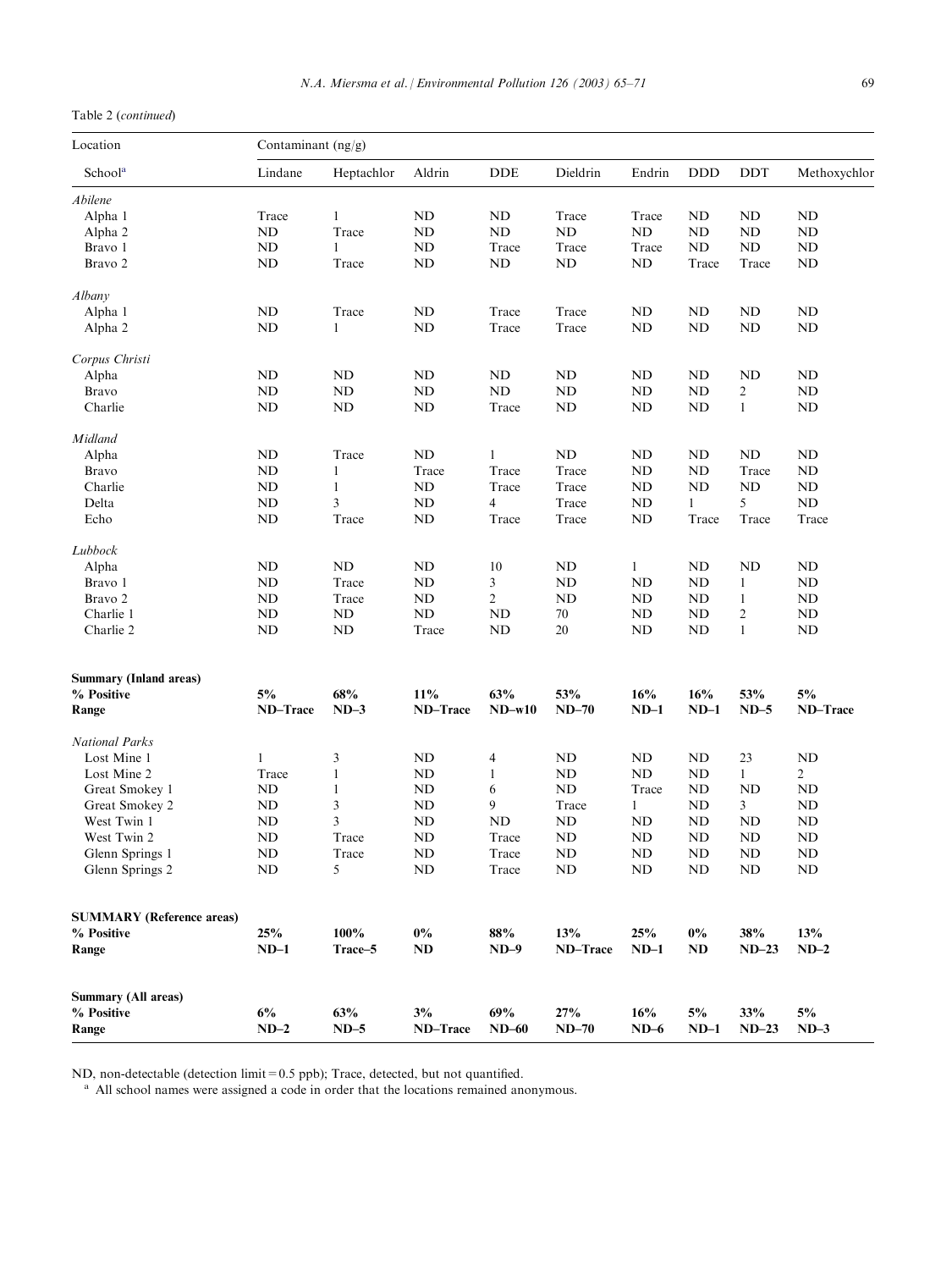Table 2 (*continued*)

| Location | Contaminant (ng/g) | | | | | | | | |
|---|---|---|---|---|---|---|---|---|---|
| School[a] | Lindane | Heptachlor | Aldrin | DDE | Dieldrin | Endrin | DDD | DDT | Methoxychlor |
| *Abilene* | | | | | | | | | |
| Alpha 1 | Trace | 1 | ND | ND | Trace | Trace | ND | ND | ND |
| Alpha 2 | ND | Trace | ND | ND | ND | ND | ND | ND | ND |
| Bravo 1 | ND | 1 | ND | Trace | Trace | Trace | ND | ND | ND |
| Bravo 2 | ND | Trace | ND | ND | ND | ND | Trace | Trace | ND |
| *Albany* | | | | | | | | | |
| Alpha 1 | ND | Trace | ND | Trace | Trace | ND | ND | ND | ND |
| Alpha 2 | ND | 1 | ND | Trace | Trace | ND | ND | ND | ND |
| *Corpus Christi* | | | | | | | | | |
| Alpha | ND | ND | ND | ND | ND | ND | ND | ND | ND |
| Bravo | ND | ND | ND | ND | ND | ND | ND | 2 | ND |
| Charlie | ND | ND | ND | Trace | ND | ND | ND | 1 | ND |
| *Midland* | | | | | | | | | |
| Alpha | ND | Trace | ND | 1 | ND | ND | ND | ND | ND |
| Bravo | ND | 1 | Trace | Trace | Trace | ND | ND | Trace | ND |
| Charlie | ND | 1 | ND | Trace | Trace | ND | ND | ND | ND |
| Delta | ND | 3 | ND | 4 | Trace | ND | 1 | 5 | ND |
| Echo | ND | Trace | ND | Trace | Trace | ND | Trace | Trace | Trace |
| *Lubbock* | | | | | | | | | |
| Alpha | ND | ND | ND | 10 | ND | 1 | ND | ND | ND |
| Bravo 1 | ND | Trace | ND | 3 | ND | ND | ND | 1 | ND |
| Bravo 2 | ND | Trace | ND | 2 | ND | ND | ND | 1 | ND |
| Charlie 1 | ND | ND | ND | ND | 70 | ND | ND | 2 | ND |
| Charlie 2 | ND | ND | Trace | ND | 20 | ND | ND | 1 | ND |
| **Summary (Inland areas)** | | | | | | | | | |
| **% Positive** | **5%** | **68%** | **11%** | **63%** | **53%** | **16%** | **16%** | **53%** | **5%** |
| **Range** | **ND–Trace** | **ND–3** | **ND–Trace** | **ND–w10** | **ND–70** | **ND–1** | **ND–1** | **ND–5** | **ND–Trace** |
| *National Parks* | | | | | | | | | |
| Lost Mine 1 | 1 | 3 | ND | 4 | ND | ND | ND | 23 | ND |
| Lost Mine 2 | Trace | 1 | ND | 1 | ND | ND | ND | 1 | 2 |
| Great Smokey 1 | ND | 1 | ND | 6 | ND | Trace | ND | ND | ND |
| Great Smokey 2 | ND | 3 | ND | 9 | Trace | 1 | ND | 3 | ND |
| West Twin 1 | ND | 3 | ND | ND | ND | ND | ND | ND | ND |
| West Twin 2 | ND | Trace | ND | Trace | ND | ND | ND | ND | ND |
| Glenn Springs 1 | ND | Trace | ND | Trace | ND | ND | ND | ND | ND |
| Glenn Springs 2 | ND | 5 | ND | Trace | ND | ND | ND | ND | ND |
| **SUMMARY (Reference areas)** | | | | | | | | | |
| **% Positive** | **25%** | **100%** | **0%** | **88%** | **13%** | **25%** | **0%** | **38%** | **13%** |
| **Range** | **ND–1** | **Trace–5** | **ND** | **ND–9** | **ND–Trace** | **ND–1** | **ND** | **ND–23** | **ND–2** |
| **Summary (All areas)** | | | | | | | | | |
| **% Positive** | **6%** | **63%** | **3%** | **69%** | **27%** | **16%** | **5%** | **33%** | **5%** |
| **Range** | **ND–2** | **ND–5** | **ND–Trace** | **ND–60** | **ND–70** | **ND–6** | **ND–1** | **ND–23** | **ND–3** |

ND, non-detectable (detection limit = 0.5 ppb); Trace, detected, but not quantified.

[a] All school names were assigned a code in order that the locations remained anonymous.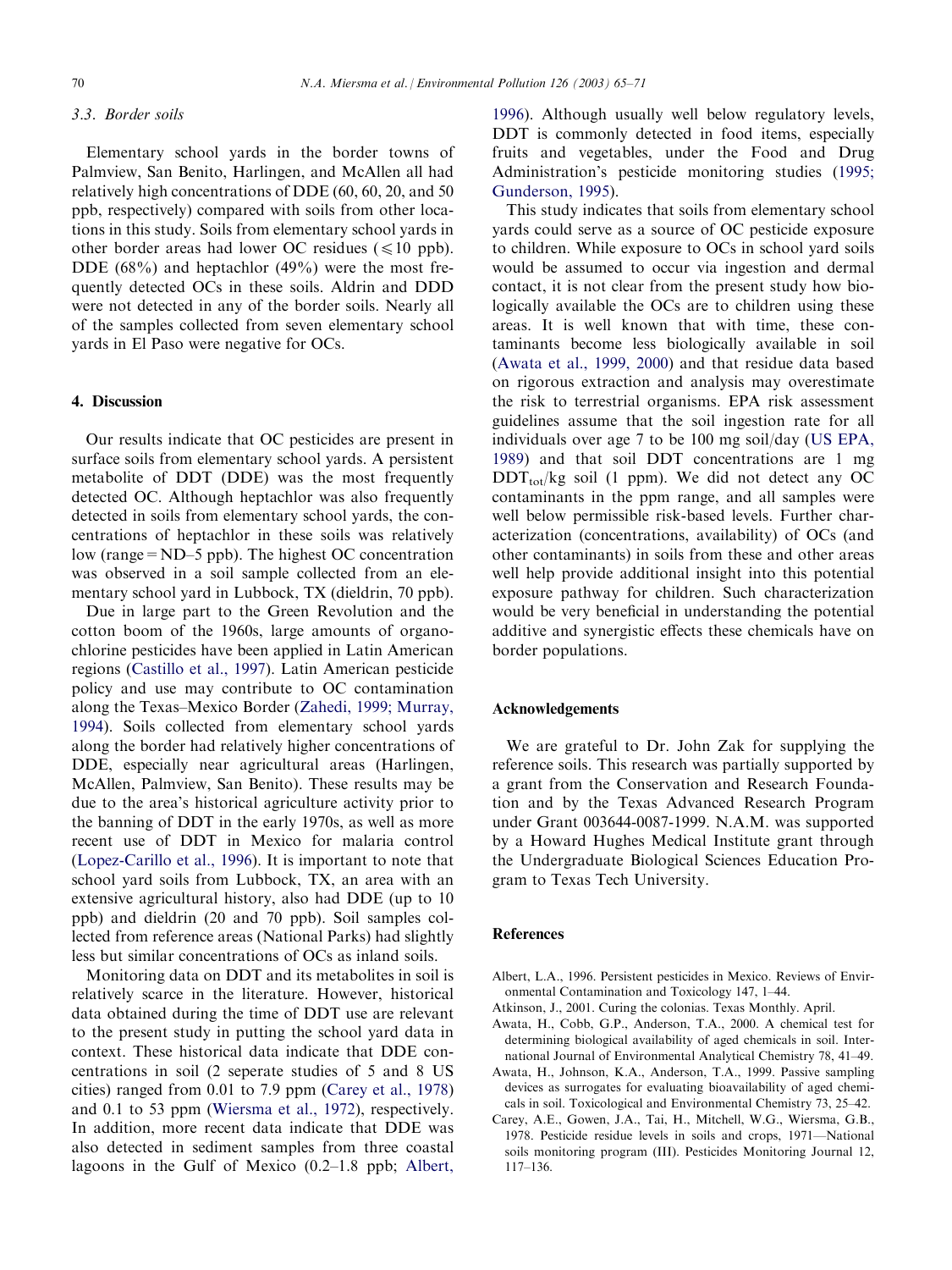### 3.3. Border soils

Elementary school yards in the border towns of Palmview, San Benito, Harlingen, and McAllen all had relatively high concentrations of DDE (60, 60, 20, and 50 ppb, respectively) compared with soils from other locations in this study. Soils from elementary school yards in other border areas had lower OC residues ($\leqslant$10 ppb). DDE (68%) and heptachlor (49%) were the most frequently detected OCs in these soils. Aldrin and DDD were not detected in any of the border soils. Nearly all of the samples collected from seven elementary school yards in El Paso were negative for OCs.

## 4. Discussion

Our results indicate that OC pesticides are present in surface soils from elementary school yards. A persistent metabolite of DDT (DDE) was the most frequently detected OC. Although heptachlor was also frequently detected in soils from elementary school yards, the concentrations of heptachlor in these soils was relatively low (range = ND–5 ppb). The highest OC concentration was observed in a soil sample collected from an elementary school yard in Lubbock, TX (dieldrin, 70 ppb).

Due in large part to the Green Revolution and the cotton boom of the 1960s, large amounts of organochlorine pesticides have been applied in Latin American regions (Castillo et al., 1997). Latin American pesticide policy and use may contribute to OC contamination along the Texas–Mexico Border (Zahedi, 1999; Murray, 1994). Soils collected from elementary school yards along the border had relatively higher concentrations of DDE, especially near agricultural areas (Harlingen, McAllen, Palmview, San Benito). These results may be due to the area's historical agriculture activity prior to the banning of DDT in the early 1970s, as well as more recent use of DDT in Mexico for malaria control (Lopez-Carillo et al., 1996). It is important to note that school yard soils from Lubbock, TX, an area with an extensive agricultural history, also had DDE (up to 10 ppb) and dieldrin (20 and 70 ppb). Soil samples collected from reference areas (National Parks) had slightly less but similar concentrations of OCs as inland soils.

Monitoring data on DDT and its metabolites in soil is relatively scarce in the literature. However, historical data obtained during the time of DDT use are relevant to the present study in putting the school yard data in context. These historical data indicate that DDE concentrations in soil (2 seperate studies of 3 and 8 US cities) ranged from 0.01 to 7.9 ppm (Carey et al., 1978) and 0.1 to 53 ppm (Wiersma et al., 1972), respectively. In addition, more recent data indicate that DDE was also detected in sediment samples from three coastal lagoons in the Gulf of Mexico (0.2–1.8 ppb; Albert, 1996). Although usually well below regulatory levels, DDT is commonly detected in food items, especially fruits and vegetables, under the Food and Drug Administration's pesticide monitoring studies (1995; Gunderson, 1995).

This study indicates that soils from elementary school yards could serve as a source of OC pesticide exposure to children. While exposure to OCs in school yard soils would be assumed to occur via ingestion and dermal contact, it is not clear from the present study how biologically available the OCs are to children using these areas. It is well known that with time, these contaminants become less biologically available in soil (Awata et al., 1999, 2000) and that residue data based on rigorous extraction and analysis may overestimate the risk to terrestrial organisms. EPA risk assessment guidelines assume that the soil ingestion rate for all individuals over age 7 to be 100 mg soil/day (US EPA, 1989) and that soil DDT concentrations are 1 mg $DDT_{tot}$/kg soil (1 ppm). We did not detect any OC contaminants in the ppm range, and all samples were well below permissible risk-based levels. Further characterization (concentrations, availability) of OCs (and other contaminants) in soils from these and other areas well help provide additional insight into this potential exposure pathway for children. Such characterization would be very beneficial in understanding the potential additive and synergistic effects these chemicals have on border populations.

## Acknowledgements

We are grateful to Dr. John Zak for supplying the reference soils. This research was partially supported by a grant from the Conservation and Research Foundation and by the Texas Advanced Research Program under Grant 003644-0087-1999. N.A.M. was supported by a Howard Hughes Medical Institute grant through the Undergraduate Biological Sciences Education Program to Texas Tech University.

## References

Albert, L.A., 1996. Persistent pesticides in Mexico. Reviews of Environmental Contamination and Toxicology 147, 1–44.

Atkinson, J., 2001. Curing the colonias. Texas Monthly. April.

Awata, H., Cobb, G.P., Anderson, T.A., 2000. A chemical test for determining biological availability of aged chemicals in soil. International Journal of Environmental Analytical Chemistry 78, 41–49.

Awata, H., Johnson, K.A., Anderson, T.A., 1999. Passive sampling devices as surrogates for evaluating bioavailability of aged chemicals in soil. Toxicological and Environmental Chemistry 73, 25–42.

Carey, A.E., Gowen, J.A., Tai, H., Mitchell, W.G., Wiersma, G.B., 1978. Pesticide residue levels in soils and crops, 1971—National soils monitoring program (III). Pesticides Monitoring Journal 12, 117–136.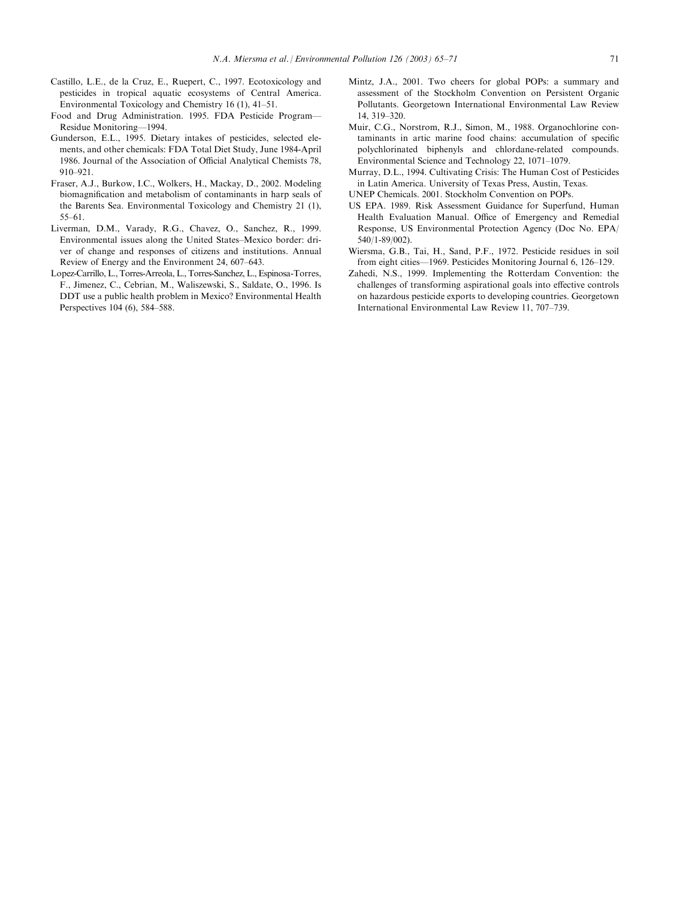Castillo, L.E., de la Cruz, E., Ruepert, C., 1997. Ecotoxicology and pesticides in tropical aquatic ecosystems of Central America. Environmental Toxicology and Chemistry 16 (1), 41–51.

Food and Drug Administration. 1995. FDA Pesticide Program—Residue Monitoring—1994.

Gunderson, E.L., 1995. Dietary intakes of pesticides, selected elements, and other chemicals: FDA Total Diet Study, June 1984-April 1986. Journal of the Association of Official Analytical Chemists 78, 910–921.

Fraser, A.J., Burkow, I.C., Wolkers, H., Mackay, D., 2002. Modeling biomagnification and metabolism of contaminants in harp seals of the Barents Sea. Environmental Toxicology and Chemistry 21 (1), 55–61.

Liverman, D.M., Varady, R.G., Chavez, O., Sanchez, R., 1999. Environmental issues along the United States–Mexico border: driver of change and responses of citizens and institutions. Annual Review of Energy and the Environment 24, 607–643.

Lopez-Carrillo, L., Torres-Arreola, L., Torres-Sanchez, L., Espinosa-Torres, F., Jimenez, C., Cebrian, M., Waliszewski, S., Saldate, O., 1996. Is DDT use a public health problem in Mexico? Environmental Health Perspectives 104 (6), 584–588.

Mintz, J.A., 2001. Two cheers for global POPs: a summary and assessment of the Stockholm Convention on Persistent Organic Pollutants. Georgetown International Environmental Law Review 14, 319–320.

Muir, C.G., Norstrom, R.J., Simon, M., 1988. Organochlorine contaminants in artic marine food chains: accumulation of specific polychlorinated biphenyls and chlordane-related compounds. Environmental Science and Technology 22, 1071–1079.

Murray, D.L., 1994. Cultivating Crisis: The Human Cost of Pesticides in Latin America. University of Texas Press, Austin, Texas.

UNEP Chemicals. 2001. Stockholm Convention on POPs.

US EPA. 1989. Risk Assessment Guidance for Superfund, Human Health Evaluation Manual. Office of Emergency and Remedial Response, US Environmental Protection Agency (Doc No. EPA/540/1-89/002).

Wiersma, G.B., Tai, H., Sand, P.F., 1972. Pesticide residues in soil from eight cities—1969. Pesticides Monitoring Journal 6, 126–129.

Zahedi, N.S., 1999. Implementing the Rotterdam Convention: the challenges of transforming aspirational goals into effective controls on hazardous pesticide exports to developing countries. Georgetown International Environmental Law Review 11, 707–739.